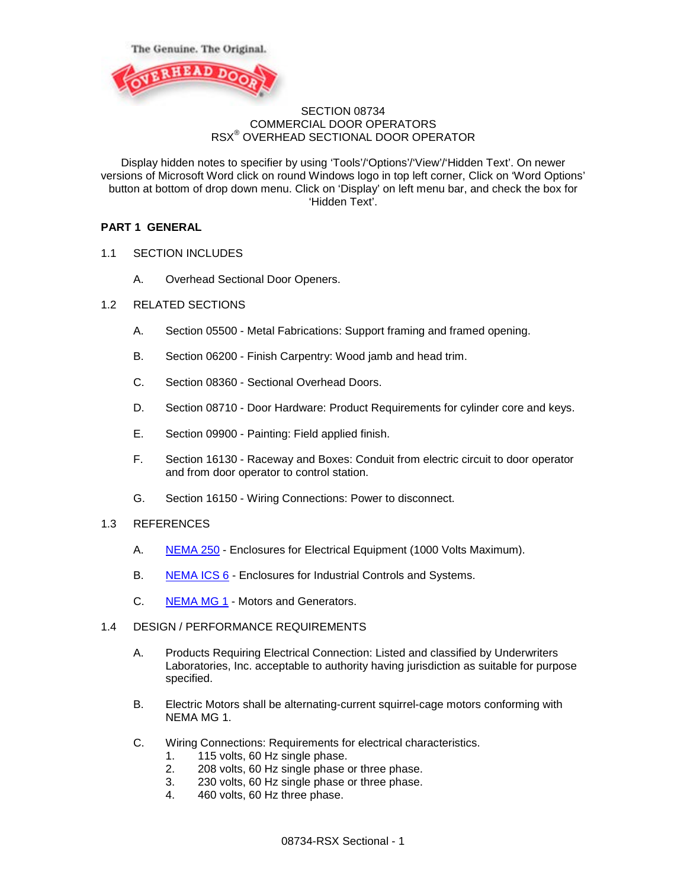The Genuine. The Original.

OVERHEAD DOOR

# SECTION 08734
# COMMERCIAL DOOR OPERATORS
# RSX® OVERHEAD SECTIONAL DOOR OPERATOR

Display hidden notes to specifier by using 'Tools'/'Options'/'View'/'Hidden Text'. On newer versions of Microsoft Word click on round Windows logo in top left corner, Click on 'Word Options' button at bottom of drop down menu. Click on 'Display' on left menu bar, and check the box for 'Hidden Text'.

## PART 1 GENERAL

### 1.1 SECTION INCLUDES

A. Overhead Sectional Door Openers.

### 1.2 RELATED SECTIONS

A. Section 05500 - Metal Fabrications: Support framing and framed opening.

B. Section 06200 - Finish Carpentry: Wood jamb and head trim.

C. Section 08360 - Sectional Overhead Doors.

D. Section 08710 - Door Hardware: Product Requirements for cylinder core and keys.

E. Section 09900 - Painting: Field applied finish.

F. Section 16130 - Raceway and Boxes: Conduit from electric circuit to door operator and from door operator to control station.

G. Section 16150 - Wiring Connections: Power to disconnect.

### 1.3 REFERENCES

A. NEMA 250 - Enclosures for Electrical Equipment (1000 Volts Maximum).

B. NEMA ICS 6 - Enclosures for Industrial Controls and Systems.

C. NEMA MG 1 - Motors and Generators.

### 1.4 DESIGN / PERFORMANCE REQUIREMENTS

A. Products Requiring Electrical Connection: Listed and classified by Underwriters Laboratories, Inc. acceptable to authority having jurisdiction as suitable for purpose specified.

B. Electric Motors shall be alternating-current squirrel-cage motors conforming with NEMA MG 1.

C. Wiring Connections: Requirements for electrical characteristics.
   1. 115 volts, 60 Hz single phase.
   2. 208 volts, 60 Hz single phase or three phase.
   3. 230 volts, 60 Hz single phase or three phase.
   4. 460 volts, 60 Hz three phase.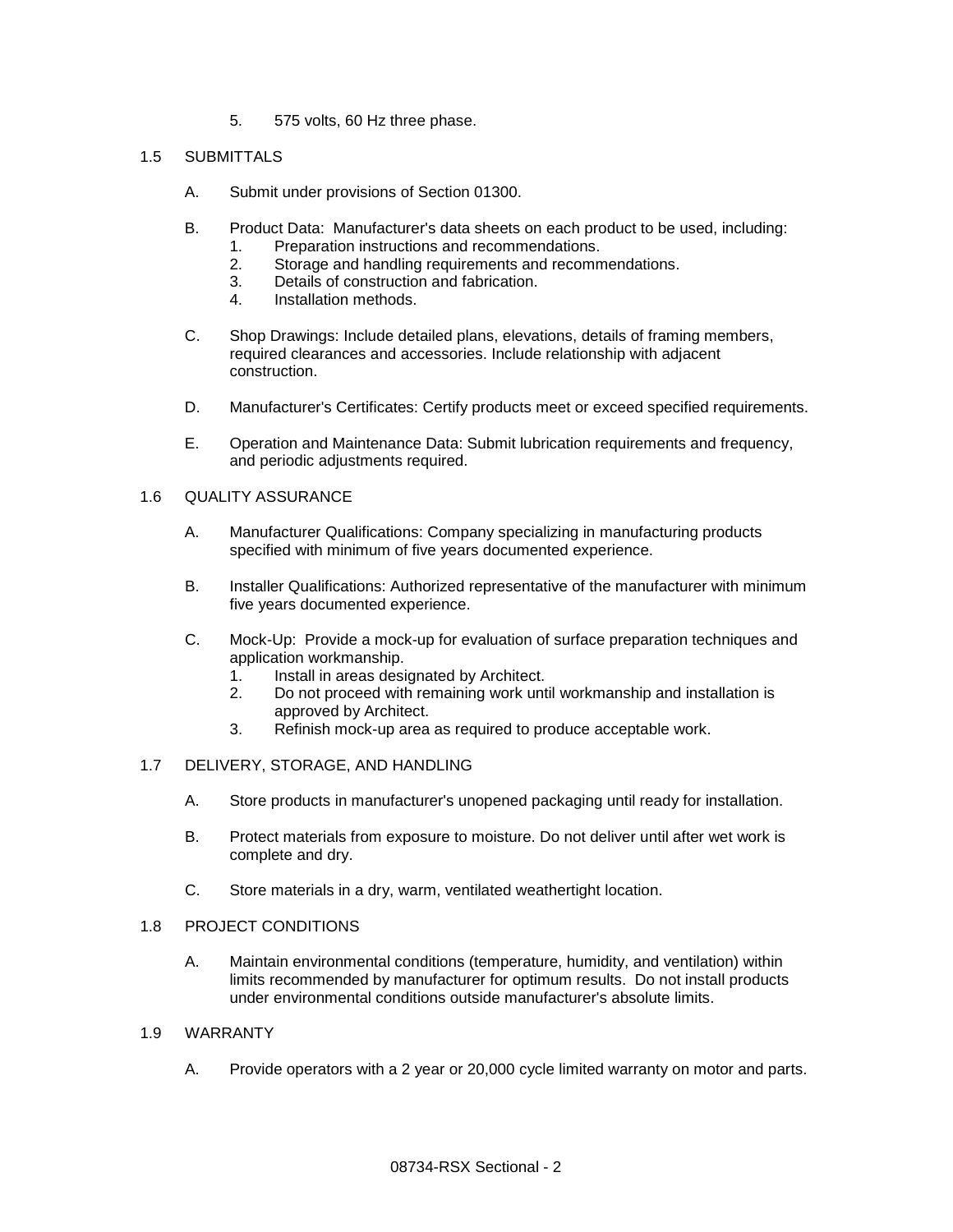5. 575 volts, 60 Hz three phase.

## 1.5 SUBMITTALS

A. Submit under provisions of Section 01300.

B. Product Data: Manufacturer's data sheets on each product to be used, including:
   1. Preparation instructions and recommendations.
   2. Storage and handling requirements and recommendations.
   3. Details of construction and fabrication.
   4. Installation methods.

C. Shop Drawings: Include detailed plans, elevations, details of framing members, required clearances and accessories. Include relationship with adjacent construction.

D. Manufacturer's Certificates: Certify products meet or exceed specified requirements.

E. Operation and Maintenance Data: Submit lubrication requirements and frequency, and periodic adjustments required.

## 1.6 QUALITY ASSURANCE

A. Manufacturer Qualifications: Company specializing in manufacturing products specified with minimum of five years documented experience.

B. Installer Qualifications: Authorized representative of the manufacturer with minimum five years documented experience.

C. Mock-Up: Provide a mock-up for evaluation of surface preparation techniques and application workmanship.
   1. Install in areas designated by Architect.
   2. Do not proceed with remaining work until workmanship and installation is approved by Architect.
   3. Refinish mock-up area as required to produce acceptable work.

## 1.7 DELIVERY, STORAGE, AND HANDLING

A. Store products in manufacturer's unopened packaging until ready for installation.

B. Protect materials from exposure to moisture. Do not deliver until after wet work is complete and dry.

C. Store materials in a dry, warm, ventilated weathertight location.

## 1.8 PROJECT CONDITIONS

A. Maintain environmental conditions (temperature, humidity, and ventilation) within limits recommended by manufacturer for optimum results. Do not install products under environmental conditions outside manufacturer's absolute limits.

## 1.9 WARRANTY

A. Provide operators with a 2 year or 20,000 cycle limited warranty on motor and parts.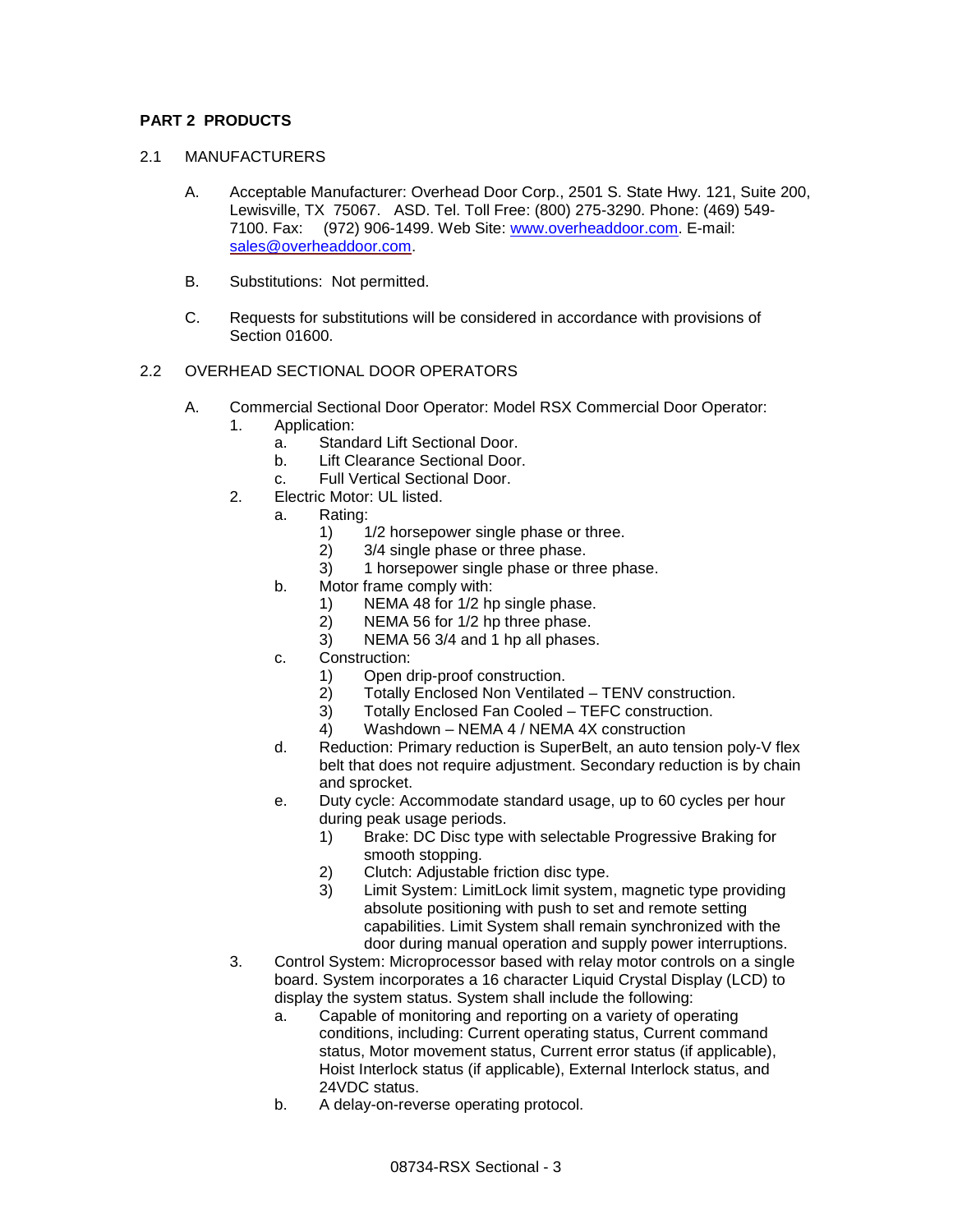## PART 2 PRODUCTS

### 2.1 MANUFACTURERS

A. Acceptable Manufacturer: Overhead Door Corp., 2501 S. State Hwy. 121, Suite 200, Lewisville, TX 75067. ASD. Tel. Toll Free: (800) 275-3290. Phone: (469) 549-7100. Fax: (972) 906-1499. Web Site: [www.overheaddoor.com](http://www.overheaddoor.com). E-mail: [sales@overheaddoor.com](mailto:sales@overheaddoor.com).

B. Substitutions: Not permitted.

C. Requests for substitutions will be considered in accordance with provisions of Section 01600.

### 2.2 OVERHEAD SECTIONAL DOOR OPERATORS

A. Commercial Sectional Door Operator: Model RSX Commercial Door Operator:
  1. Application:
     a. Standard Lift Sectional Door.
     b. Lift Clearance Sectional Door.
     c. Full Vertical Sectional Door.
  2. Electric Motor: UL listed.
     a. Rating:
        1) 1/2 horsepower single phase or three.
        2) 3/4 single phase or three phase.
        3) 1 horsepower single phase or three phase.
     b. Motor frame comply with:
        1) NEMA 48 for 1/2 hp single phase.
        2) NEMA 56 for 1/2 hp three phase.
        3) NEMA 56 3/4 and 1 hp all phases.
     c. Construction:
        1) Open drip-proof construction.
        2) Totally Enclosed Non Ventilated – TENV construction.
        3) Totally Enclosed Fan Cooled – TEFC construction.
        4) Washdown – NEMA 4 / NEMA 4X construction
     d. Reduction: Primary reduction is SuperBelt, an auto tension poly-V flex belt that does not require adjustment. Secondary reduction is by chain and sprocket.
     e. Duty cycle: Accommodate standard usage, up to 60 cycles per hour during peak usage periods.
        1) Brake: DC Disc type with selectable Progressive Braking for smooth stopping.
        2) Clutch: Adjustable friction disc type.
        3) Limit System: LimitLock limit system, magnetic type providing absolute positioning with push to set and remote setting capabilities. Limit System shall remain synchronized with the door during manual operation and supply power interruptions.
  3. Control System: Microprocessor based with relay motor controls on a single board. System incorporates a 16 character Liquid Crystal Display (LCD) to display the system status. System shall include the following:
     a. Capable of monitoring and reporting on a variety of operating conditions, including: Current operating status, Current command status, Motor movement status, Current error status (if applicable), Hoist Interlock status (if applicable), External Interlock status, and 24VDC status.
     b. A delay-on-reverse operating protocol.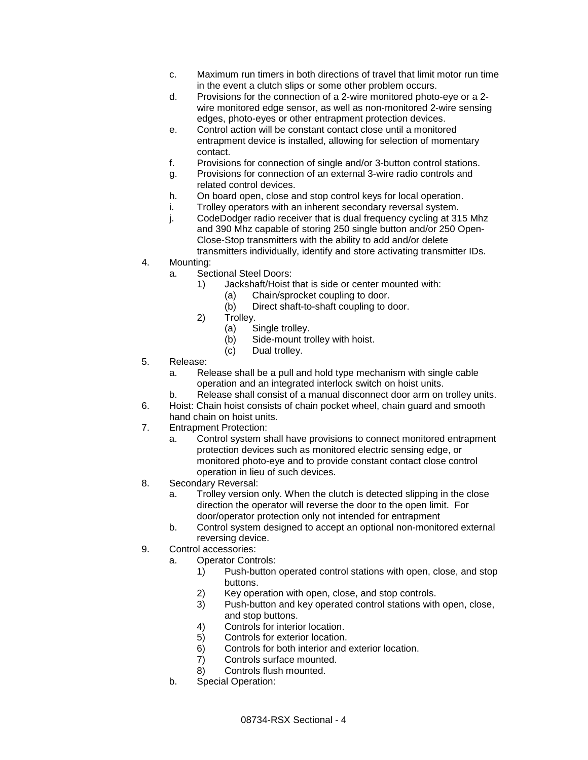c. Maximum run timers in both directions of travel that limit motor run time in the event a clutch slips or some other problem occurs.
d. Provisions for the connection of a 2-wire monitored photo-eye or a 2-wire monitored edge sensor, as well as non-monitored 2-wire sensing edges, photo-eyes or other entrapment protection devices.
e. Control action will be constant contact close until a monitored entrapment device is installed, allowing for selection of momentary contact.
f. Provisions for connection of single and/or 3-button control stations.
g. Provisions for connection of an external 3-wire radio controls and related control devices.
h. On board open, close and stop control keys for local operation.
i. Trolley operators with an inherent secondary reversal system.
j. CodeDodger radio receiver that is dual frequency cycling at 315 Mhz and 390 Mhz capable of storing 250 single button and/or 250 Open-Close-Stop transmitters with the ability to add and/or delete transmitters individually, identify and store activating transmitter IDs.

4. Mounting:
   a. Sectional Steel Doors:
      1) Jackshaft/Hoist that is side or center mounted with:
         (a) Chain/sprocket coupling to door.
         (b) Direct shaft-to-shaft coupling to door.
      2) Trolley.
         (a) Single trolley.
         (b) Side-mount trolley with hoist.
         (c) Dual trolley.
5. Release:
   a. Release shall be a pull and hold type mechanism with single cable operation and an integrated interlock switch on hoist units.
   b. Release shall consist of a manual disconnect door arm on trolley units.
6. Hoist: Chain hoist consists of chain pocket wheel, chain guard and smooth hand chain on hoist units.
7. Entrapment Protection:
   a. Control system shall have provisions to connect monitored entrapment protection devices such as monitored electric sensing edge, or monitored photo-eye and to provide constant contact close control operation in lieu of such devices.
8. Secondary Reversal:
   a. Trolley version only. When the clutch is detected slipping in the close direction the operator will reverse the door to the open limit. For door/operator protection only not intended for entrapment
   b. Control system designed to accept an optional non-monitored external reversing device.
9. Control accessories:
   a. Operator Controls:
      1) Push-button operated control stations with open, close, and stop buttons.
      2) Key operation with open, close, and stop controls.
      3) Push-button and key operated control stations with open, close, and stop buttons.
      4) Controls for interior location.
      5) Controls for exterior location.
      6) Controls for both interior and exterior location.
      7) Controls surface mounted.
      8) Controls flush mounted.
   b. Special Operation: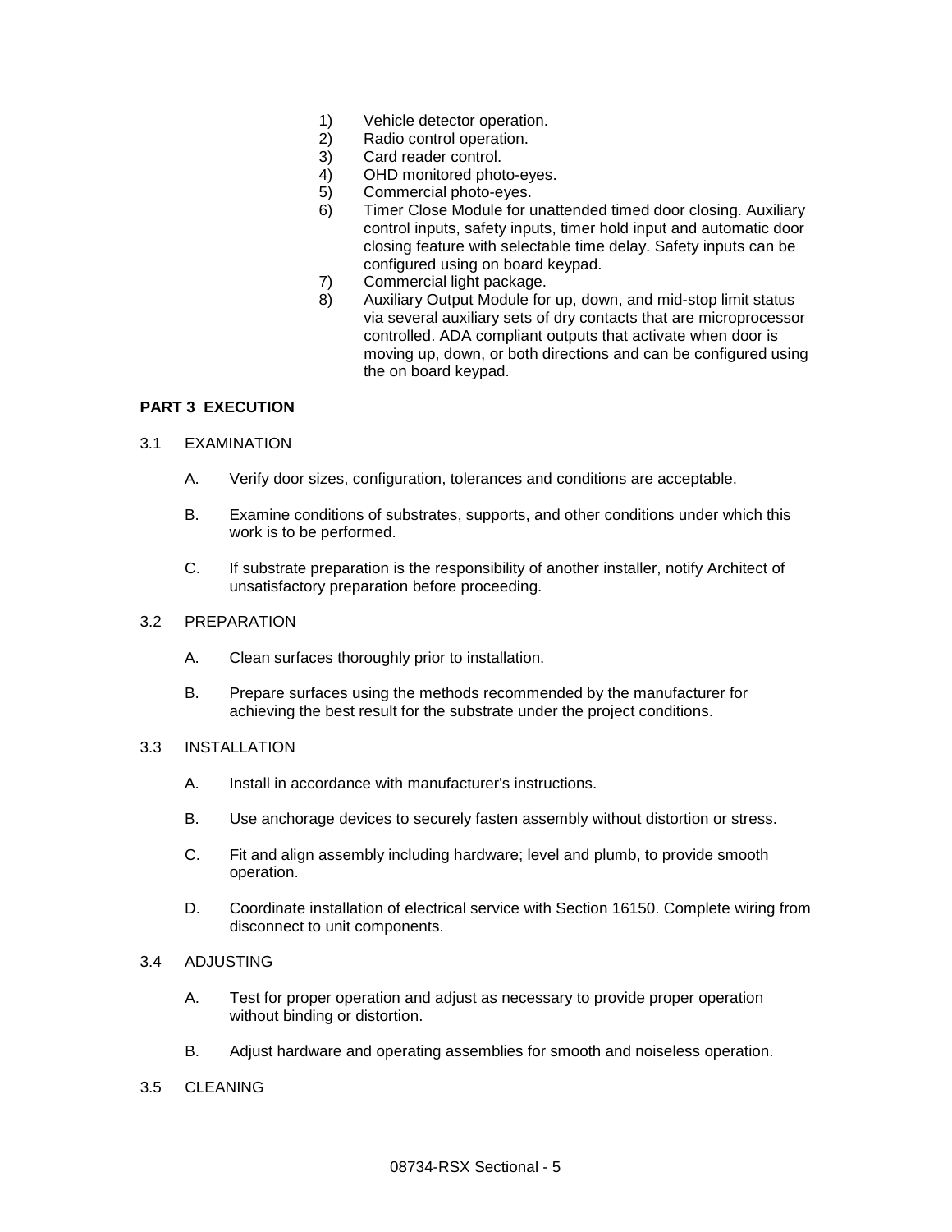1) Vehicle detector operation.
2) Radio control operation.
3) Card reader control.
4) OHD monitored photo-eyes.
5) Commercial photo-eyes.
6) Timer Close Module for unattended timed door closing. Auxiliary control inputs, safety inputs, timer hold input and automatic door closing feature with selectable time delay. Safety inputs can be configured using on board keypad.
7) Commercial light package.
8) Auxiliary Output Module for up, down, and mid-stop limit status via several auxiliary sets of dry contacts that are microprocessor controlled. ADA compliant outputs that activate when door is moving up, down, or both directions and can be configured using the on board keypad.

## PART 3 EXECUTION

### 3.1 EXAMINATION

A. Verify door sizes, configuration, tolerances and conditions are acceptable.

B. Examine conditions of substrates, supports, and other conditions under which this work is to be performed.

C. If substrate preparation is the responsibility of another installer, notify Architect of unsatisfactory preparation before proceeding.

### 3.2 PREPARATION

A. Clean surfaces thoroughly prior to installation.

B. Prepare surfaces using the methods recommended by the manufacturer for achieving the best result for the substrate under the project conditions.

### 3.3 INSTALLATION

A. Install in accordance with manufacturer's instructions.

B. Use anchorage devices to securely fasten assembly without distortion or stress.

C. Fit and align assembly including hardware; level and plumb, to provide smooth operation.

D. Coordinate installation of electrical service with Section 16150. Complete wiring from disconnect to unit components.

### 3.4 ADJUSTING

A. Test for proper operation and adjust as necessary to provide proper operation without binding or distortion.

B. Adjust hardware and operating assemblies for smooth and noiseless operation.

### 3.5 CLEANING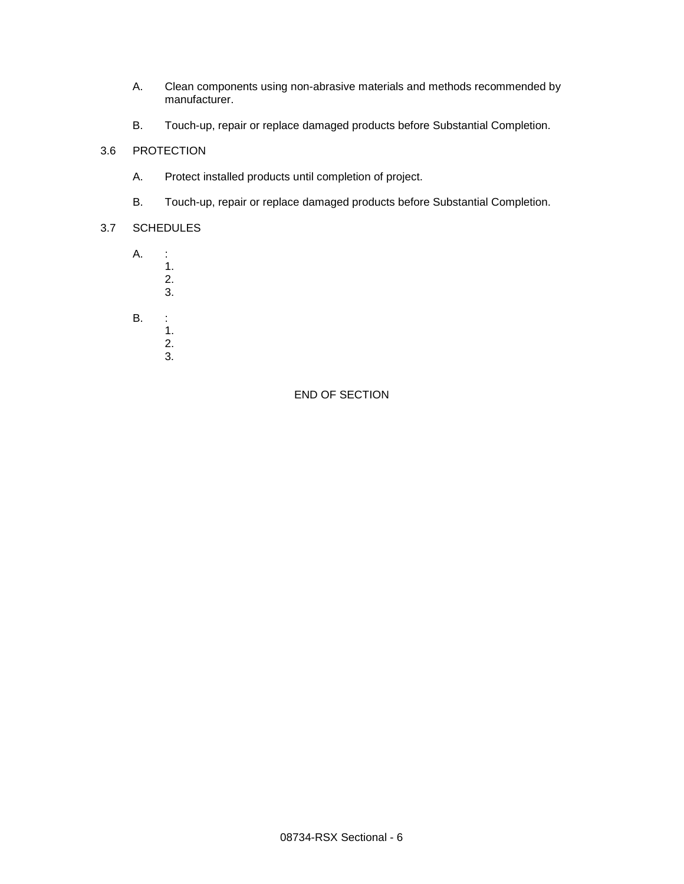A. Clean components using non-abrasive materials and methods recommended by manufacturer.

B. Touch-up, repair or replace damaged products before Substantial Completion.

## 3.6 PROTECTION

A. Protect installed products until completion of project.

B. Touch-up, repair or replace damaged products before Substantial Completion.

## 3.7 SCHEDULES

A. :
   1.
   2.
   3.

B. :
   1.
   2.
   3.

END OF SECTION